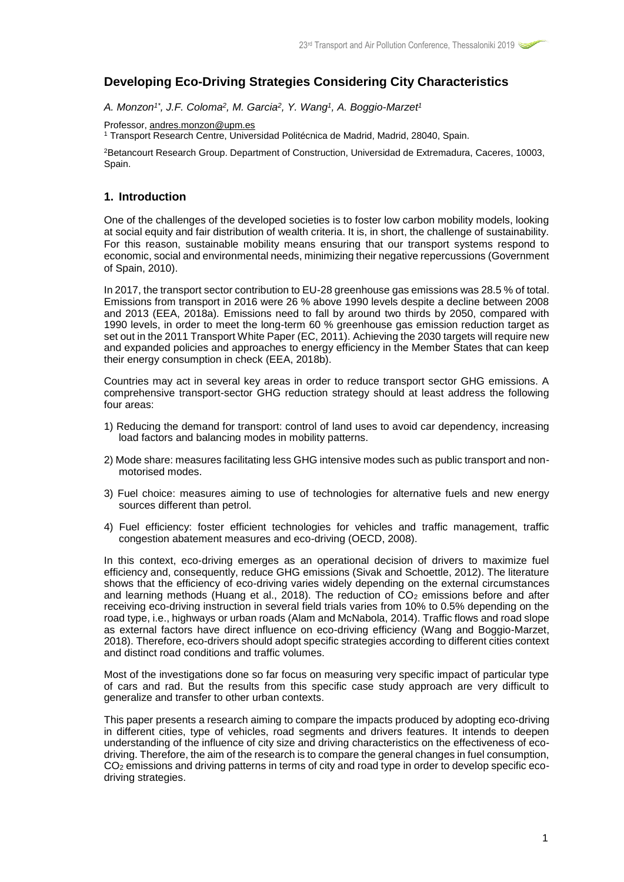# Developing Eco-Driving Strategies Considering City Characteristics

*A. Monzon[1*], J.F. Coloma[2], M. Garcia[2], Y. Wang[1], A. Boggio-Marzet[1]*

Professor, andres.monzon@upm.es

[1] Transport Research Centre, Universidad Politécnica de Madrid, Madrid, 28040, Spain.

[2]Betancourt Research Group. Department of Construction, Universidad de Extremadura, Caceres, 10003, Spain.

## 1. Introduction

One of the challenges of the developed societies is to foster low carbon mobility models, looking at social equity and fair distribution of wealth criteria. It is, in short, the challenge of sustainability. For this reason, sustainable mobility means ensuring that our transport systems respond to economic, social and environmental needs, minimizing their negative repercussions (Government of Spain, 2010).

In 2017, the transport sector contribution to EU-28 greenhouse gas emissions was 28.5 % of total. Emissions from transport in 2016 were 26 % above 1990 levels despite a decline between 2008 and 2013 (EEA, 2018a). Emissions need to fall by around two thirds by 2050, compared with 1990 levels, in order to meet the long-term 60 % greenhouse gas emission reduction target as set out in the 2011 Transport White Paper (EC, 2011). Achieving the 2030 targets will require new and expanded policies and approaches to energy efficiency in the Member States that can keep their energy consumption in check (EEA, 2018b).

Countries may act in several key areas in order to reduce transport sector GHG emissions. A comprehensive transport-sector GHG reduction strategy should at least address the following four areas:

1) Reducing the demand for transport: control of land uses to avoid car dependency, increasing load factors and balancing modes in mobility patterns.

2) Mode share: measures facilitating less GHG intensive modes such as public transport and non-motorised modes.

3) Fuel choice: measures aiming to use of technologies for alternative fuels and new energy sources different than petrol.

4) Fuel efficiency: foster efficient technologies for vehicles and traffic management, traffic congestion abatement measures and eco-driving (OECD, 2008).

In this context, eco-driving emerges as an operational decision of drivers to maximize fuel efficiency and, consequently, reduce GHG emissions (Sivak and Schoettle, 2012). The literature shows that the efficiency of eco-driving varies widely depending on the external circumstances and learning methods (Huang et al., 2018). The reduction of $CO_2$ emissions before and after receiving eco-driving instruction in several field trials varies from 10% to 0.5% depending on the road type, i.e., highways or urban roads (Alam and McNabola, 2014). Traffic flows and road slope as external factors have direct influence on eco-driving efficiency (Wang and Boggio-Marzet, 2018). Therefore, eco-drivers should adopt specific strategies according to different cities context and distinct road conditions and traffic volumes.

Most of the investigations done so far focus on measuring very specific impact of particular type of cars and rad. But the results from this specific case study approach are very difficult to generalize and transfer to other urban contexts.

This paper presents a research aiming to compare the impacts produced by adopting eco-driving in different cities, type of vehicles, road segments and drivers features. It intends to deepen understanding of the influence of city size and driving characteristics on the effectiveness of eco-driving. Therefore, the aim of the research is to compare the general changes in fuel consumption, $CO_2$ emissions and driving patterns in terms of city and road type in order to develop specific eco-driving strategies.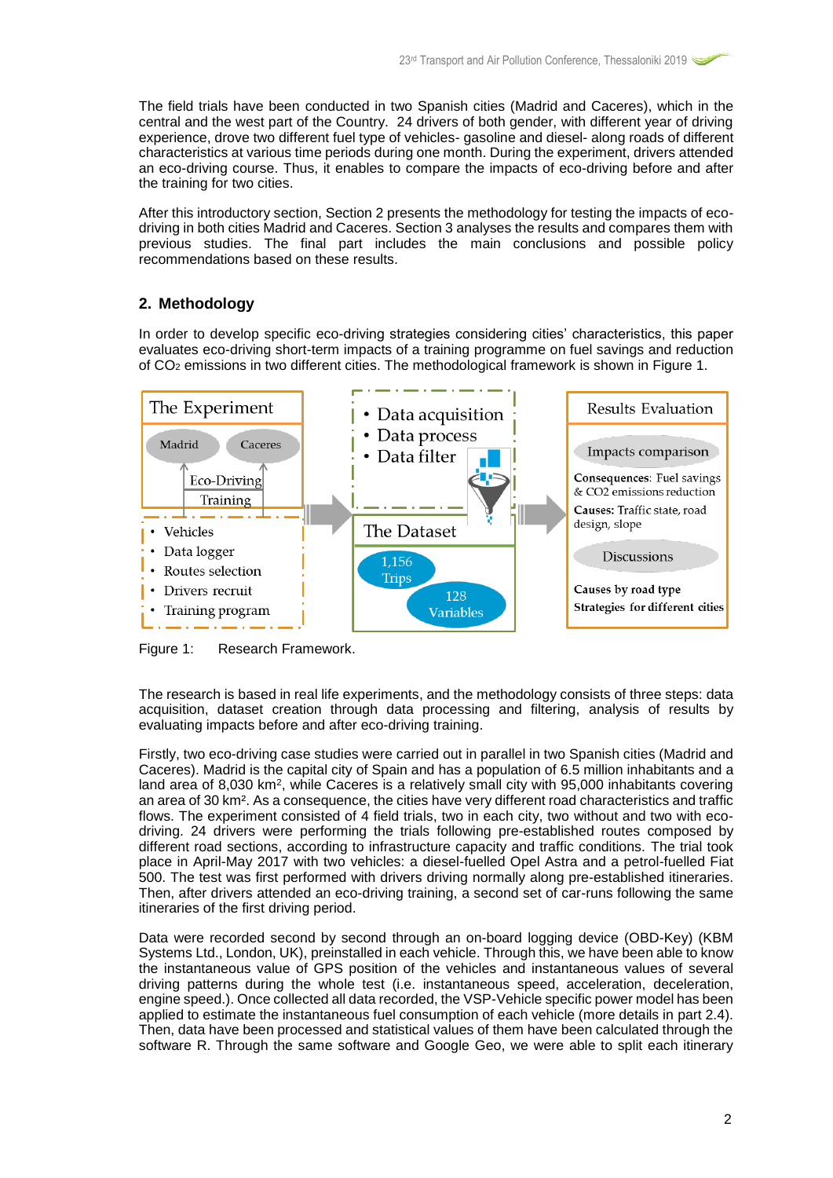The field trials have been conducted in two Spanish cities (Madrid and Caceres), which in the central and the west part of the Country. 24 drivers of both gender, with different year of driving experience, drove two different fuel type of vehicles- gasoline and diesel- along roads of different characteristics at various time periods during one month. During the experiment, drivers attended an eco-driving course. Thus, it enables to compare the impacts of eco-driving before and after the training for two cities.

After this introductory section, Section 2 presents the methodology for testing the impacts of eco-driving in both cities Madrid and Caceres. Section 3 analyses the results and compares them with previous studies. The final part includes the main conclusions and possible policy recommendations based on these results.

## 2. Methodology

In order to develop specific eco-driving strategies considering cities' characteristics, this paper evaluates eco-driving short-term impacts of a training programme on fuel savings and reduction of $CO_2$ emissions in two different cities. The methodological framework is shown in Figure 1.

Figure 1: Research Framework.

The research is based in real life experiments, and the methodology consists of three steps: data acquisition, dataset creation through data processing and filtering, analysis of results by evaluating impacts before and after eco-driving training.

Firstly, two eco-driving case studies were carried out in parallel in two Spanish cities (Madrid and Caceres). Madrid is the capital city of Spain and has a population of 6.5 million inhabitants and a land area of 8,030 km², while Caceres is a relatively small city with 95,000 inhabitants covering an area of 30 km². As a consequence, the cities have very different road characteristics and traffic flows. The experiment consisted of 4 field trials, two in each city, two without and two with eco-driving. 24 drivers were performing the trials following pre-established routes composed by different road sections, according to infrastructure capacity and traffic conditions. The trial took place in April-May 2017 with two vehicles: a diesel-fuelled Opel Astra and a petrol-fuelled Fiat 500. The test was first performed with drivers driving normally along pre-established itineraries. Then, after drivers attended an eco-driving training, a second set of car-runs following the same itineraries of the first driving period.

Data were recorded second by second through an on-board logging device (OBD-Key) (KBM Systems Ltd., London, UK), preinstalled in each vehicle. Through this, we have been able to know the instantaneous value of GPS position of the vehicles and instantaneous values of several driving patterns during the whole test (i.e. instantaneous speed, acceleration, deceleration, engine speed.). Once collected all data recorded, the VSP-Vehicle specific power model has been applied to estimate the instantaneous fuel consumption of each vehicle (more details in part 2.4). Then, data have been processed and statistical values of them have been calculated through the software R. Through the same software and Google Geo, we were able to split each itinerary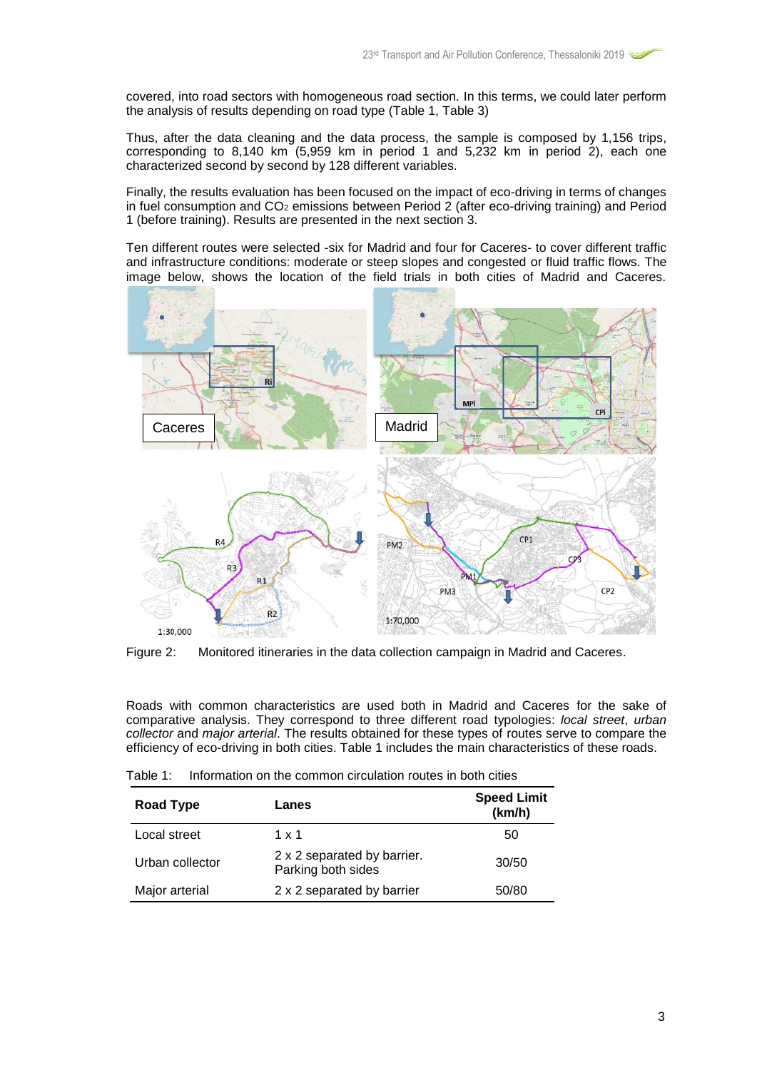covered, into road sectors with homogeneous road section. In this terms, we could later perform the analysis of results depending on road type (Table 1, Table 3)

Thus, after the data cleaning and the data process, the sample is composed by 1,156 trips, corresponding to 8,140 km (5,959 km in period 1 and 5,232 km in period 2), each one characterized second by second by 128 different variables.

Finally, the results evaluation has been focused on the impact of eco-driving in terms of changes in fuel consumption and $CO_2$ emissions between Period 2 (after eco-driving training) and Period 1 (before training). Results are presented in the next section 3.

Ten different routes were selected -six for Madrid and four for Caceres- to cover different traffic and infrastructure conditions: moderate or steep slopes and congested or fluid traffic flows. The image below, shows the location of the field trials in both cities of Madrid and Caceres.

Figure 2: Monitored itineraries in the data collection campaign in Madrid and Caceres.

Roads with common characteristics are used both in Madrid and Caceres for the sake of comparative analysis. They correspond to three different road typologies: *local street*, *urban collector* and *major arterial*. The results obtained for these types of routes serve to compare the efficiency of eco-driving in both cities. Table 1 includes the main characteristics of these roads.

Table 1: Information on the common circulation routes in both cities

| Road Type | Lanes | Speed Limit (km/h) |
|---|---|---|
| Local street | 1 x 1 | 50 |
| Urban collector | 2 x 2 separated by barrier. Parking both sides | 30/50 |
| Major arterial | 2 x 2 separated by barrier | 50/80 |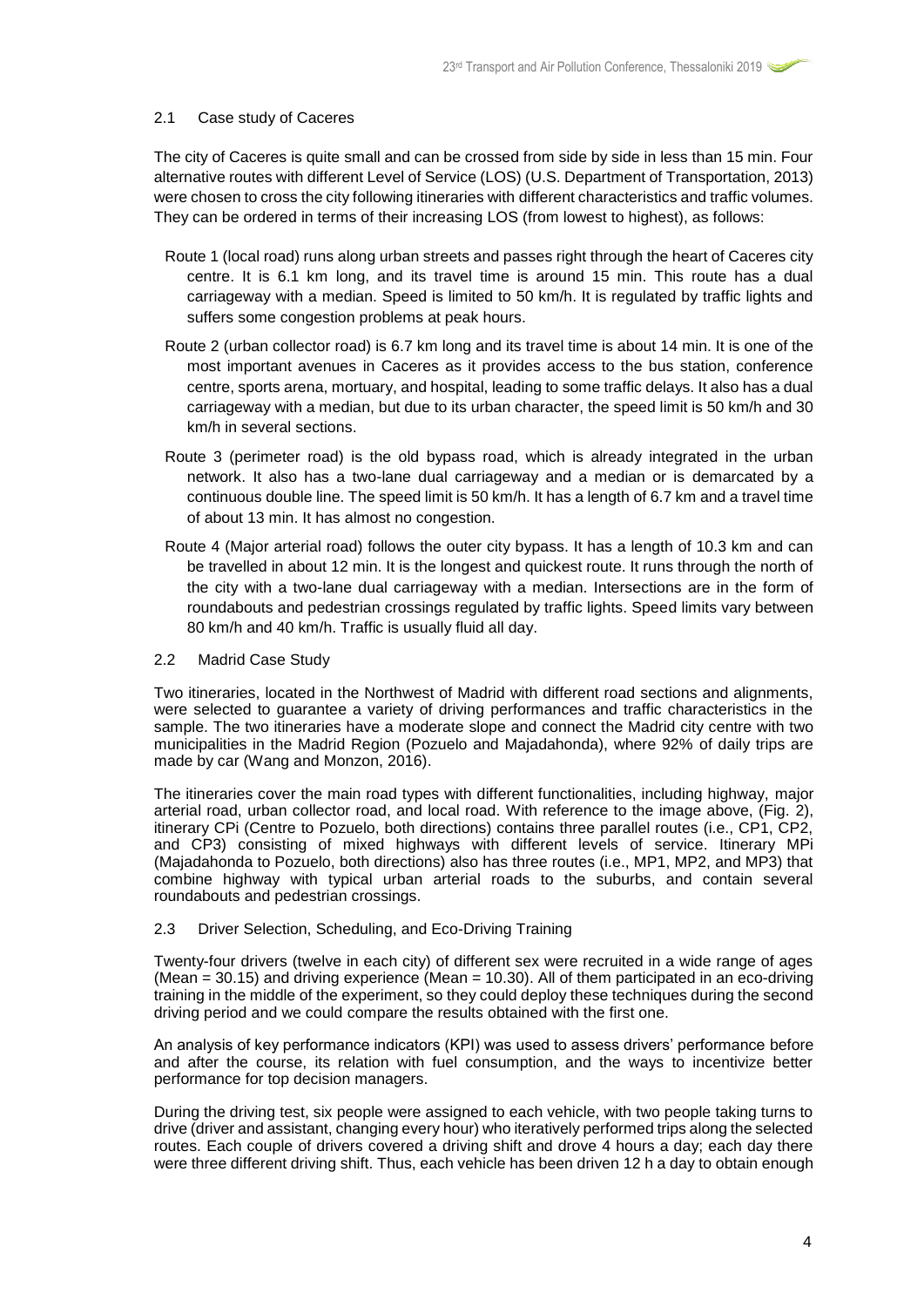### 2.1 Case study of Caceres

The city of Caceres is quite small and can be crossed from side by side in less than 15 min. Four alternative routes with different Level of Service (LOS) (U.S. Department of Transportation, 2013) were chosen to cross the city following itineraries with different characteristics and traffic volumes. They can be ordered in terms of their increasing LOS (from lowest to highest), as follows:

- Route 1 (local road) runs along urban streets and passes right through the heart of Caceres city centre. It is 6.1 km long, and its travel time is around 15 min. This route has a dual carriageway with a median. Speed is limited to 50 km/h. It is regulated by traffic lights and suffers some congestion problems at peak hours.
- Route 2 (urban collector road) is 6.7 km long and its travel time is about 14 min. It is one of the most important avenues in Caceres as it provides access to the bus station, conference centre, sports arena, mortuary, and hospital, leading to some traffic delays. It also has a dual carriageway with a median, but due to its urban character, the speed limit is 50 km/h and 30 km/h in several sections.
- Route 3 (perimeter road) is the old bypass road, which is already integrated in the urban network. It also has a two-lane dual carriageway and a median or is demarcated by a continuous double line. The speed limit is 50 km/h. It has a length of 6.7 km and a travel time of about 13 min. It has almost no congestion.
- Route 4 (Major arterial road) follows the outer city bypass. It has a length of 10.3 km and can be travelled in about 12 min. It is the longest and quickest route. It runs through the north of the city with a two-lane dual carriageway with a median. Intersections are in the form of roundabouts and pedestrian crossings regulated by traffic lights. Speed limits vary between 80 km/h and 40 km/h. Traffic is usually fluid all day.

### 2.2 Madrid Case Study

Two itineraries, located in the Northwest of Madrid with different road sections and alignments, were selected to guarantee a variety of driving performances and traffic characteristics in the sample. The two itineraries have a moderate slope and connect the Madrid city centre with two municipalities in the Madrid Region (Pozuelo and Majadahonda), where 92% of daily trips are made by car (Wang and Monzon, 2016).

The itineraries cover the main road types with different functionalities, including highway, major arterial road, urban collector road, and local road. With reference to the image above, (Fig. 2), itinerary CPi (Centre to Pozuelo, both directions) contains three parallel routes (i.e., CP1, CP2, and CP3) consisting of mixed highways with different levels of service. Itinerary MPi (Majadahonda to Pozuelo, both directions) also has three routes (i.e., MP1, MP2, and MP3) that combine highway with typical urban arterial roads to the suburbs, and contain several roundabouts and pedestrian crossings.

### 2.3 Driver Selection, Scheduling, and Eco-Driving Training

Twenty-four drivers (twelve in each city) of different sex were recruited in a wide range of ages (Mean = 30.15) and driving experience (Mean = 10.30). All of them participated in an eco-driving training in the middle of the experiment, so they could deploy these techniques during the second driving period and we could compare the results obtained with the first one.

An analysis of key performance indicators (KPI) was used to assess drivers' performance before and after the course, its relation with fuel consumption, and the ways to incentivize better performance for top decision managers.

During the driving test, six people were assigned to each vehicle, with two people taking turns to drive (driver and assistant, changing every hour) who iteratively performed trips along the selected routes. Each couple of drivers covered a driving shift and drove 4 hours a day; each day there were three different driving shift. Thus, each vehicle has been driven 12 h a day to obtain enough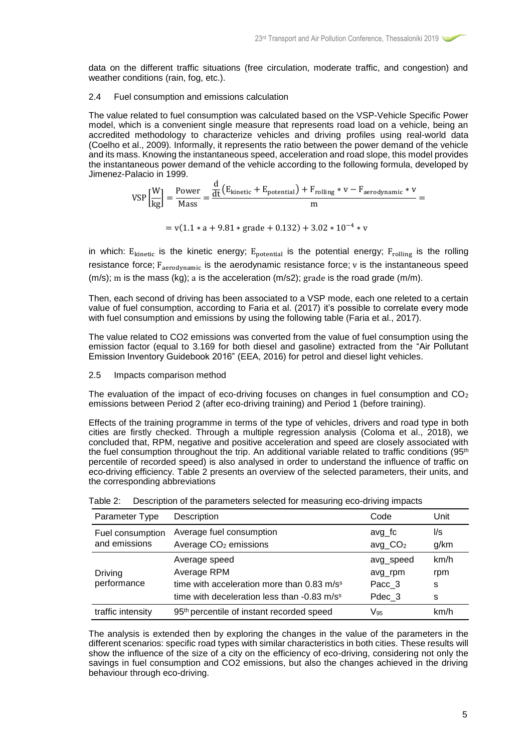data on the different traffic situations (free circulation, moderate traffic, and congestion) and weather conditions (rain, fog, etc.).

### 2.4 Fuel consumption and emissions calculation

The value related to fuel consumption was calculated based on the VSP-Vehicle Specific Power model, which is a convenient single measure that represents road load on a vehicle, being an accredited methodology to characterize vehicles and driving profiles using real-world data (Coelho et al., 2009). Informally, it represents the ratio between the power demand of the vehicle and its mass. Knowing the instantaneous speed, acceleration and road slope, this model provides the instantaneous power demand of the vehicle according to the following formula, developed by Jimenez-Palacio in 1999.

$$\mathrm{VSP}\left[\frac{\mathrm{W}}{\mathrm{kg}}\right] = \frac{\mathrm{Power}}{\mathrm{Mass}} = \frac{\frac{\mathrm{d}}{\mathrm{dt}}\left(\mathrm{E_{kinetic}} + \mathrm{E_{potential}}\right) + \mathrm{F_{rolling}} * \mathrm{v} - \mathrm{F_{aerodynamic}} * \mathrm{v}}{\mathrm{m}} =$$

$$= \mathrm{v}(1.1 * \mathrm{a} + 9.81 * \mathrm{grade} + 0.132) + 3.02 * 10^{-4} * \mathrm{v}$$

in which: $\mathrm{E_{kinetic}}$ is the kinetic energy; $\mathrm{E_{potential}}$ is the potential energy; $\mathrm{F_{rolling}}$ is the rolling resistance force; $\mathrm{F_{aerodynamic}}$ is the aerodynamic resistance force; $\mathrm{v}$ is the instantaneous speed (m/s); $\mathrm{m}$ is the mass (kg); $\mathrm{a}$ is the acceleration (m/s2); $\mathrm{grade}$ is the road grade (m/m).

Then, each second of driving has been associated to a VSP mode, each one releted to a certain value of fuel consumption, according to Faria et al. (2017) it's possible to correlate every mode with fuel consumption and emissions by using the following table (Faria et al., 2017).

The value related to CO2 emissions was converted from the value of fuel consumption using the emission factor (equal to 3.169 for both diesel and gasoline) extracted from the "Air Pollutant Emission Inventory Guidebook 2016" (EEA, 2016) for petrol and diesel light vehicles.

### 2.5 Impacts comparison method

The evaluation of the impact of eco-driving focuses on changes in fuel consumption and $CO_2$ emissions between Period 2 (after eco-driving training) and Period 1 (before training).

Effects of the training programme in terms of the type of vehicles, drivers and road type in both cities are firstly checked. Through a multiple regression analysis (Coloma et al., 2018), we concluded that, RPM, negative and positive acceleration and speed are closely associated with the fuel consumption throughout the trip. An additional variable related to traffic conditions (95th percentile of recorded speed) is also analysed in order to understand the influence of traffic on eco-driving efficiency. Table 2 presents an overview of the selected parameters, their units, and the corresponding abbreviations

Table 2: Description of the parameters selected for measuring eco-driving impacts

| Parameter Type | Description | Code | Unit |
|---|---|---|---|
| Fuel consumption and emissions | Average fuel consumption | avg_fc | l/s |
| | Average $CO_2$ emissions | avg_$CO_2$ | g/km |
| Driving performance | Average speed | avg_speed | km/h |
| | Average RPM | avg_rpm | rpm |
| | time with acceleration more than 0.83 $m/s^s$ | Pacc_3 | s |
| | time with deceleration less than -0.83 $m/s^s$ | Pdec_3 | s |
| traffic intensity | 95th percentile of instant recorded speed | $V_{95}$ | km/h |

The analysis is extended then by exploring the changes in the value of the parameters in the different scenarios: specific road types with similar characteristics in both cities. These results will show the influence of the size of a city on the efficiency of eco-driving, considering not only the savings in fuel consumption and CO2 emissions, but also the changes achieved in the driving behaviour through eco-driving.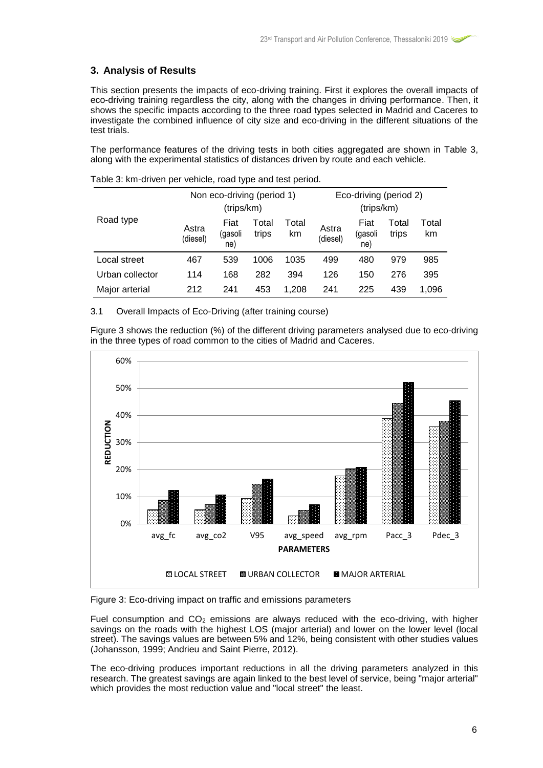## 3. Analysis of Results

This section presents the impacts of eco-driving training. First it explores the overall impacts of eco-driving training regardless the city, along with the changes in driving performance. Then, it shows the specific impacts according to the three road types selected in Madrid and Caceres to investigate the combined influence of city size and eco-driving in the different situations of the test trials.

The performance features of the driving tests in both cities aggregated are shown in Table 3, along with the experimental statistics of distances driven by route and each vehicle.

Table 3: km-driven per vehicle, road type and test period.

| Road type | Non eco-driving (period 1) (trips/km) | | | | Eco-driving (period 2) (trips/km) | | | |
|---|---|---|---|---|---|---|---|---|
| | Astra (diesel) | Fiat (gasoline) | Total trips | Total km | Astra (diesel) | Fiat (gasoline) | Total trips | Total km |
| Local street | 467 | 539 | 1006 | 1035 | 499 | 480 | 979 | 985 |
| Urban collector | 114 | 168 | 282 | 394 | 126 | 150 | 276 | 395 |
| Major arterial | 212 | 241 | 453 | 1,208 | 241 | 225 | 439 | 1,096 |

### 3.1 Overall Impacts of Eco-Driving (after training course)

Figure 3 shows the reduction (%) of the different driving parameters analysed due to eco-driving in the three types of road common to the cities of Madrid and Caceres.

Figure 3: Eco-driving impact on traffic and emissions parameters

Fuel consumption and $CO_2$ emissions are always reduced with the eco-driving, with higher savings on the roads with the highest LOS (major arterial) and lower on the lower level (local street). The savings values are between 5% and 12%, being consistent with other studies values (Johansson, 1999; Andrieu and Saint Pierre, 2012).

The eco-driving produces important reductions in all the driving parameters analyzed in this research. The greatest savings are again linked to the best level of service, being "major arterial" which provides the most reduction value and "local street" the least.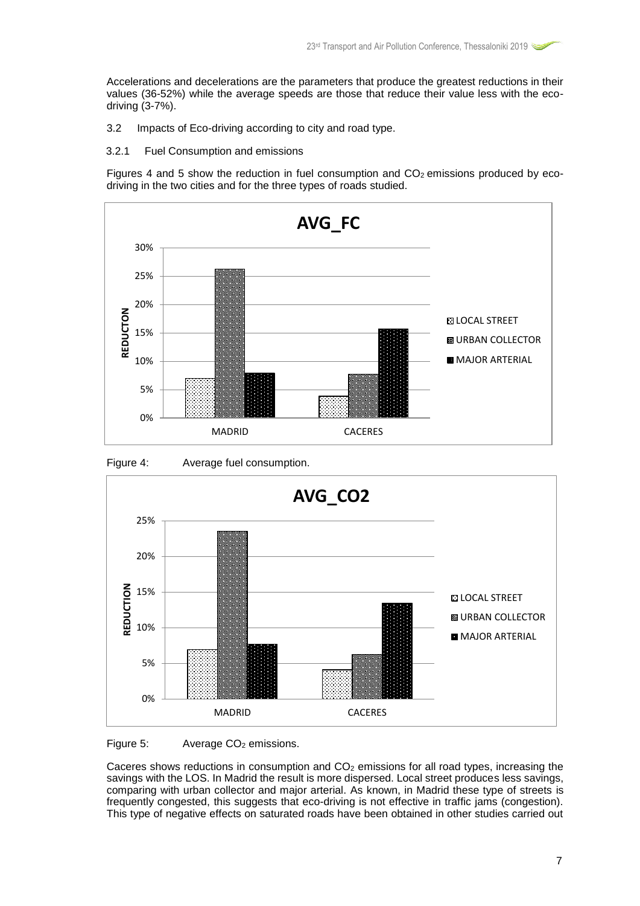Accelerations and decelerations are the parameters that produce the greatest reductions in their values (36-52%) while the average speeds are those that reduce their value less with the eco-driving (3-7%).

### 3.2 Impacts of Eco-driving according to city and road type.

#### 3.2.1 Fuel Consumption and emissions

Figures 4 and 5 show the reduction in fuel consumption and $CO_2$ emissions produced by eco-driving in the two cities and for the three types of roads studied.

Figure 4: Average fuel consumption.

Figure 5: Average $CO_2$ emissions.

Caceres shows reductions in consumption and $CO_2$ emissions for all road types, increasing the savings with the LOS. In Madrid the result is more dispersed. Local street produces less savings, comparing with urban collector and major arterial. As known, in Madrid these type of streets is frequently congested, this suggests that eco-driving is not effective in traffic jams (congestion). This type of negative effects on saturated roads have been obtained in other studies carried out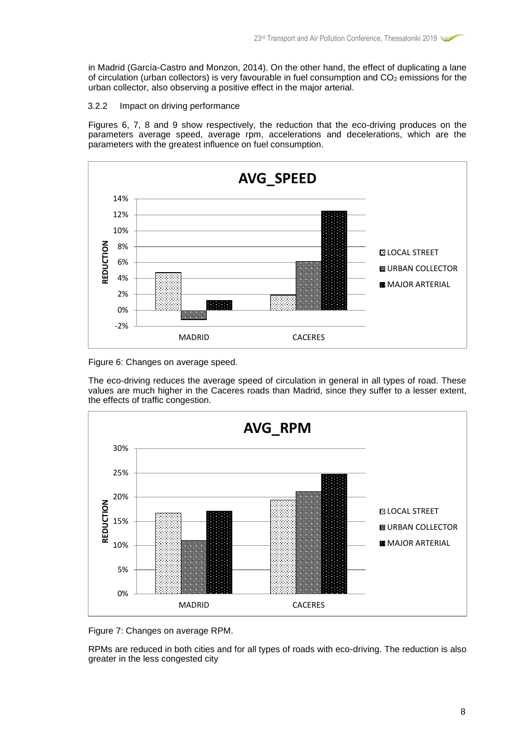in Madrid (García-Castro and Monzon, 2014). On the other hand, the effect of duplicating a lane of circulation (urban collectors) is very favourable in fuel consumption and $CO_2$ emissions for the urban collector, also observing a positive effect in the major arterial.

### 3.2.2 Impact on driving performance

Figures 6, 7, 8 and 9 show respectively, the reduction that the eco-driving produces on the parameters average speed, average rpm, accelerations and decelerations, which are the parameters with the greatest influence on fuel consumption.

Figure 6: Changes on average speed.

The eco-driving reduces the average speed of circulation in general in all types of road. These values are much higher in the Caceres roads than Madrid, since they suffer to a lesser extent, the effects of traffic congestion.

Figure 7: Changes on average RPM.

RPMs are reduced in both cities and for all types of roads with eco-driving. The reduction is also greater in the less congested city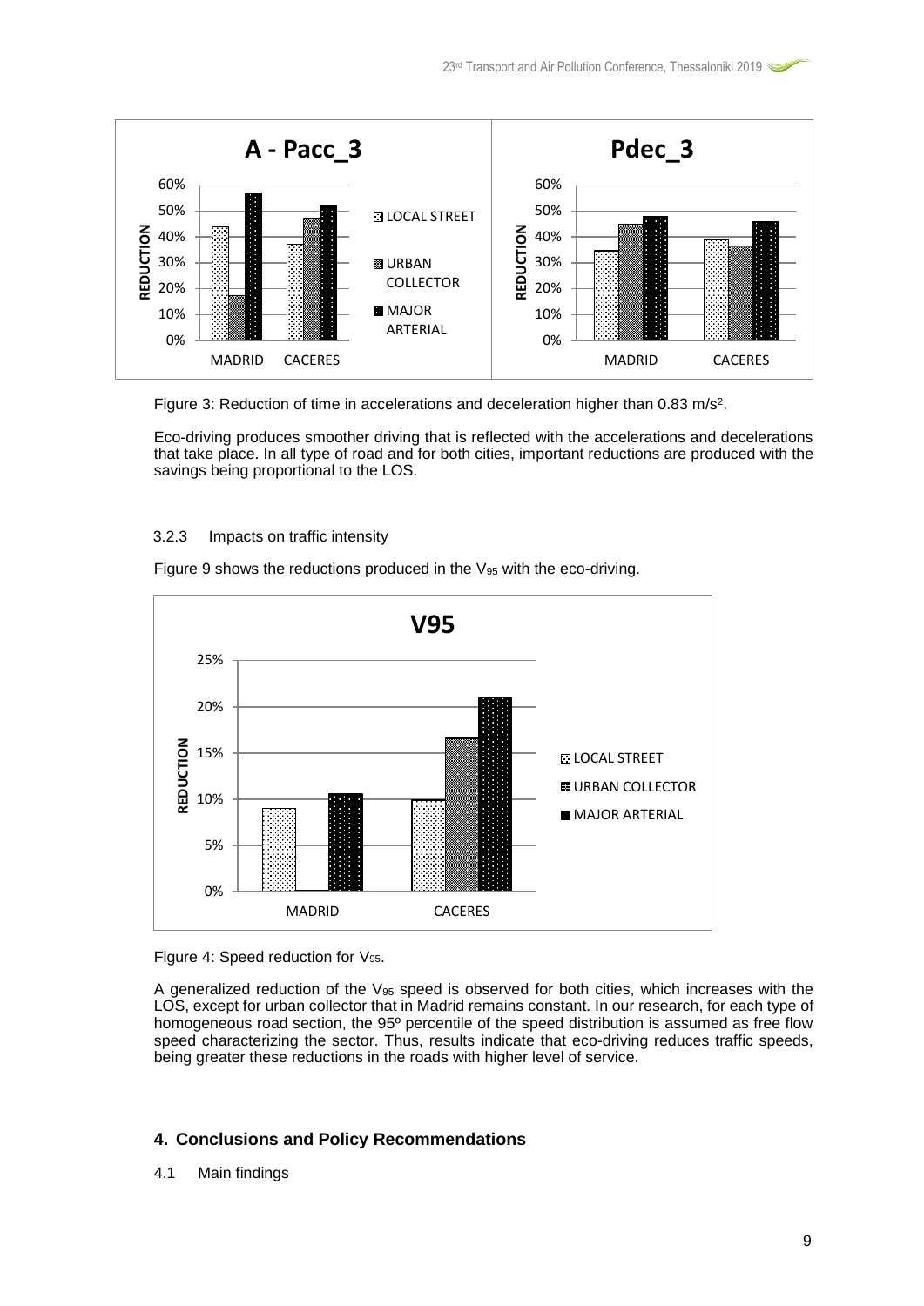Figure 3: Reduction of time in accelerations and deceleration higher than 0.83 m/s[2].

Eco-driving produces smoother driving that is reflected with the accelerations and decelerations that take place. In all type of road and for both cities, important reductions are produced with the savings being proportional to the LOS.

### 3.2.3 Impacts on traffic intensity

Figure 9 shows the reductions produced in the $V_{95}$ with the eco-driving.

Figure 4: Speed reduction for $V_{95}$.

A generalized reduction of the $V_{95}$ speed is observed for both cities, which increases with the LOS, except for urban collector that in Madrid remains constant. In our research, for each type of homogeneous road section, the 95º percentile of the speed distribution is assumed as free flow speed characterizing the sector. Thus, results indicate that eco-driving reduces traffic speeds, being greater these reductions in the roads with higher level of service.

## 4. Conclusions and Policy Recommendations

### 4.1 Main findings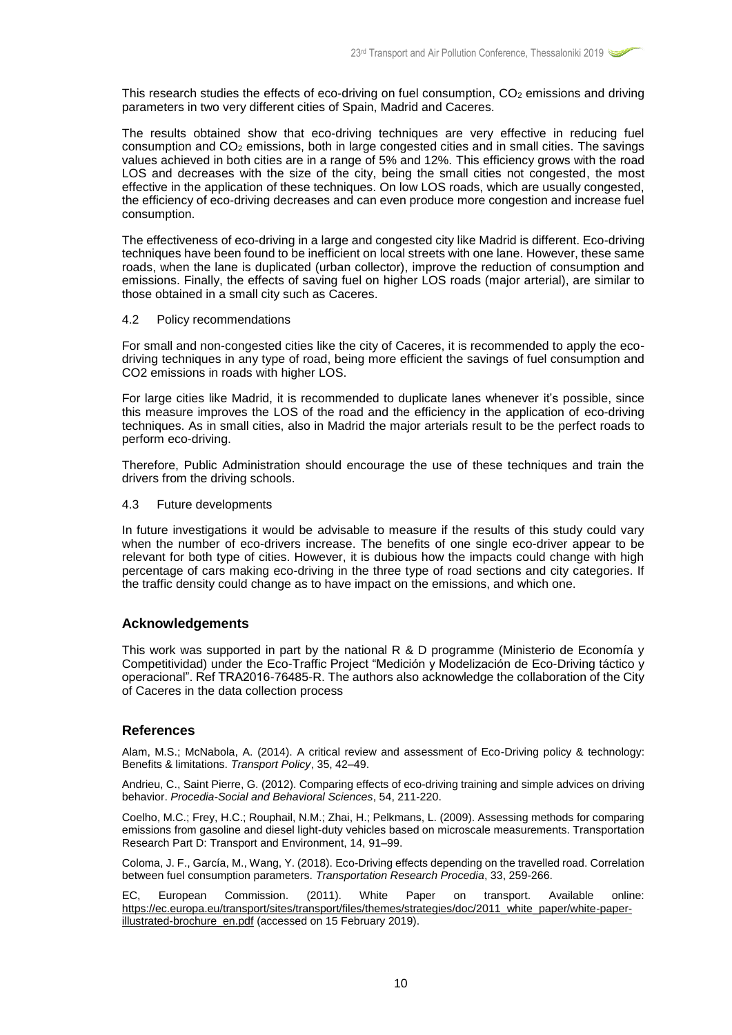This research studies the effects of eco-driving on fuel consumption, $CO_2$ emissions and driving parameters in two very different cities of Spain, Madrid and Caceres.

The results obtained show that eco-driving techniques are very effective in reducing fuel consumption and $CO_2$ emissions, both in large congested cities and in small cities. The savings values achieved in both cities are in a range of 5% and 12%. This efficiency grows with the road LOS and decreases with the size of the city, being the small cities not congested, the most effective in the application of these techniques. On low LOS roads, which are usually congested, the efficiency of eco-driving decreases and can even produce more congestion and increase fuel consumption.

The effectiveness of eco-driving in a large and congested city like Madrid is different. Eco-driving techniques have been found to be inefficient on local streets with one lane. However, these same roads, when the lane is duplicated (urban collector), improve the reduction of consumption and emissions. Finally, the effects of saving fuel on higher LOS roads (major arterial), are similar to those obtained in a small city such as Caceres.

### 4.2 Policy recommendations

For small and non-congested cities like the city of Caceres, it is recommended to apply the eco-driving techniques in any type of road, being more efficient the savings of fuel consumption and $CO2$ emissions in roads with higher LOS.

For large cities like Madrid, it is recommended to duplicate lanes whenever it's possible, since this measure improves the LOS of the road and the efficiency in the application of eco-driving techniques. As in small cities, also in Madrid the major arterials result to be the perfect roads to perform eco-driving.

Therefore, Public Administration should encourage the use of these techniques and train the drivers from the driving schools.

### 4.3 Future developments

In future investigations it would be advisable to measure if the results of this study could vary when the number of eco-drivers increase. The benefits of one single eco-driver appear to be relevant for both type of cities. However, it is dubious how the impacts could change with high percentage of cars making eco-driving in the three type of road sections and city categories. If the traffic density could change as to have impact on the emissions, and which one.

## Acknowledgements

This work was supported in part by the national R & D programme (Ministerio de Economía y Competitividad) under the Eco-Traffic Project "Medición y Modelización de Eco-Driving táctico y operacional". Ref TRA2016-76485-R. The authors also acknowledge the collaboration of the City of Caceres in the data collection process

## References

Alam, M.S.; McNabola, A. (2014). A critical review and assessment of Eco-Driving policy & technology: Benefits & limitations. *Transport Policy*, 35, 42–49.

Andrieu, C., Saint Pierre, G. (2012). Comparing effects of eco-driving training and simple advices on driving behavior. *Procedia-Social and Behavioral Sciences*, 54, 211-220.

Coelho, M.C.; Frey, H.C.; Rouphail, N.M.; Zhai, H.; Pelkmans, L. (2009). Assessing methods for comparing emissions from gasoline and diesel light-duty vehicles based on microscale measurements. Transportation Research Part D: Transport and Environment, 14, 91–99.

Coloma, J. F., García, M., Wang, Y. (2018). Eco-Driving effects depending on the travelled road. Correlation between fuel consumption parameters. *Transportation Research Procedia*, 33, 259-266.

EC, European Commission. (2011). White Paper on transport. Available online: https://ec.europa.eu/transport/sites/transport/files/themes/strategies/doc/2011_white_paper/white-paper-illustrated-brochure_en.pdf (accessed on 15 February 2019).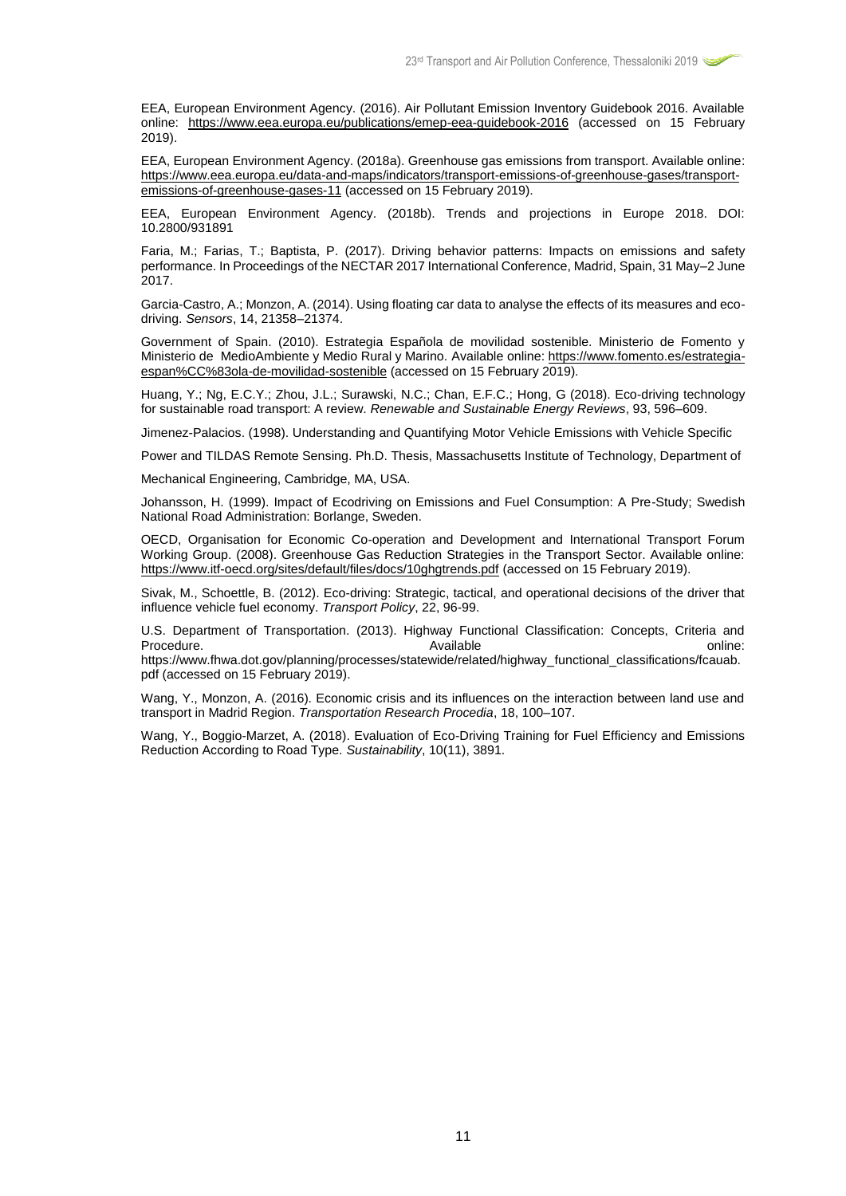EEA, European Environment Agency. (2016). Air Pollutant Emission Inventory Guidebook 2016. Available online: https://www.eea.europa.eu/publications/emep-eea-guidebook-2016 (accessed on 15 February 2019).

EEA, European Environment Agency. (2018a). Greenhouse gas emissions from transport. Available online: https://www.eea.europa.eu/data-and-maps/indicators/transport-emissions-of-greenhouse-gases/transport-emissions-of-greenhouse-gases-11 (accessed on 15 February 2019).

EEA, European Environment Agency. (2018b). Trends and projections in Europe 2018. DOI: 10.2800/931891

Faria, M.; Farias, T.; Baptista, P. (2017). Driving behavior patterns: Impacts on emissions and safety performance. In Proceedings of the NECTAR 2017 International Conference, Madrid, Spain, 31 May–2 June 2017.

Garcia-Castro, A.; Monzon, A. (2014). Using floating car data to analyse the effects of its measures and eco-driving. *Sensors*, 14, 21358–21374.

Government of Spain. (2010). Estrategia Española de movilidad sostenible. Ministerio de Fomento y Ministerio de MedioAmbiente y Medio Rural y Marino. Available online: https://www.fomento.es/estrategia-espan%CC%83ola-de-movilidad-sostenible (accessed on 15 February 2019).

Huang, Y.; Ng, E.C.Y.; Zhou, J.L.; Surawski, N.C.; Chan, E.F.C.; Hong, G (2018). Eco-driving technology for sustainable road transport: A review. *Renewable and Sustainable Energy Reviews*, 93, 596–609.

Jimenez-Palacios. (1998). Understanding and Quantifying Motor Vehicle Emissions with Vehicle Specific

Power and TILDAS Remote Sensing. Ph.D. Thesis, Massachusetts Institute of Technology, Department of

Mechanical Engineering, Cambridge, MA, USA.

Johansson, H. (1999). Impact of Ecodriving on Emissions and Fuel Consumption: A Pre-Study; Swedish National Road Administration: Borlange, Sweden.

OECD, Organisation for Economic Co-operation and Development and International Transport Forum Working Group. (2008). Greenhouse Gas Reduction Strategies in the Transport Sector. Available online: https://www.itf-oecd.org/sites/default/files/docs/10ghgtrends.pdf (accessed on 15 February 2019).

Sivak, M., Schoettle, B. (2012). Eco-driving: Strategic, tactical, and operational decisions of the driver that influence vehicle fuel economy. *Transport Policy*, 22, 96-99.

U.S. Department of Transportation. (2013). Highway Functional Classification: Concepts, Criteria and Procedure. Available online: https://www.fhwa.dot.gov/planning/processes/statewide/related/highway_functional_classifications/fcauab.pdf (accessed on 15 February 2019).

Wang, Y., Monzon, A. (2016). Economic crisis and its influences on the interaction between land use and transport in Madrid Region. *Transportation Research Procedia*, 18, 100–107.

Wang, Y., Boggio-Marzet, A. (2018). Evaluation of Eco-Driving Training for Fuel Efficiency and Emissions Reduction According to Road Type. *Sustainability*, 10(11), 3891.